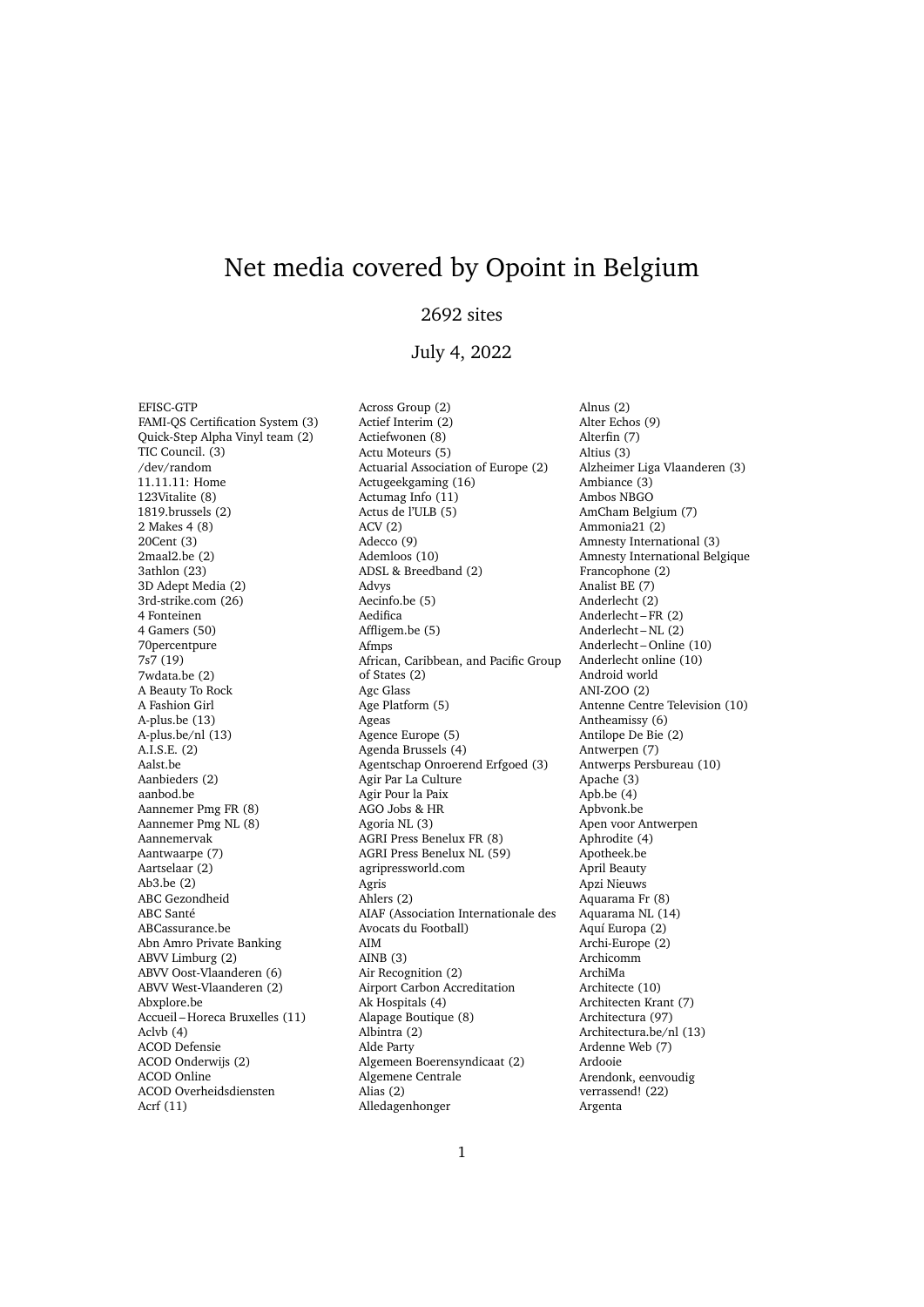# Net media covered by Opoint in Belgium

2692 sites

July 4, 2022

EFISC-GTP
FAMI-QS Certification System (3)
Quick-Step Alpha Vinyl team (2)
TIC Council. (3)
/dev/random
11.11.11: Home
123Vitalite (8)
1819.brussels (2)
2 Makes 4 (8)
20Cent (3)
2maal2.be (2)
3athlon (23)
3D Adept Media (2)
3rd-strike.com (26)
4 Fonteinen
4 Gamers (50)
70percentpure
7s7 (19)
7wdata.be (2)
A Beauty To Rock
A Fashion Girl
A-plus.be (13)
A-plus.be/nl (13)
A.I.S.E. (2)
Aalst.be
Aanbieders (2)
aanbod.be
Aannemer Pmg FR (8)
Aannemer Pmg NL (8)
Aannemervak
Aantwaarpe (7)
Aartselaar (2)
Ab3.be (2)
ABC Gezondheid
ABC Santé
ABCassurance.be
Abn Amro Private Banking
ABVV Limburg (2)
ABVV Oost-Vlaanderen (6)
ABVV West-Vlaanderen (2)
Abxplore.be
Accueil – Horeca Bruxelles (11)
Aclvb (4)
ACOD Defensie
ACOD Onderwijs (2)
ACOD Online
ACOD Overheidsdiensten
Acrf (11)
Across Group (2)
Actief Interim (2)
Actiefwonen (8)
Actu Moteurs (5)
Actuarial Association of Europe (2)
Actugeekgaming (16)
Actumag Info (11)
Actus de l'ULB (5)
ACV (2)
Adecco (9)
Ademloos (10)
ADSL & Breedband (2)
Advys
Aecinfo.be (5)
Aedifica
Affligem.be (5)
Afmps
African, Caribbean, and Pacific Group of States (2)
Agc Glass
Age Platform (5)
Ageas
Agence Europe (5)
Agenda Brussels (4)
Agentschap Onroerend Erfgoed (3)
Agir Par La Culture
Agir Pour la Paix
AGO Jobs & HR
Agoria NL (3)
AGRI Press Benelux FR (8)
AGRI Press Benelux NL (59)
agripressworld.com
Agris
Ahlers (2)
AIAF (Association Internationale des Avocats du Football)
AIM
AINB (3)
Air Recognition (2)
Airport Carbon Accreditation
Ak Hospitals (4)
Alapage Boutique (8)
Albintra (2)
Alde Party
Algemeen Boerensyndicaat (2)
Algemene Centrale
Alias (2)
Alledagenhonger
Alnus (2)
Alter Echos (9)
Alterfin (7)
Altius (3)
Alzheimer Liga Vlaanderen (3)
Ambiance (3)
Ambos NBGO
AmCham Belgium (7)
Ammonia21 (2)
Amnesty International (3)
Amnesty International Belgique Francophone (2)
Analist BE (7)
Anderlecht (2)
Anderlecht – FR (2)
Anderlecht – NL (2)
Anderlecht – Online (10)
Anderlecht online (10)
Android world
ANI-ZOO (2)
Antenne Centre Television (10)
Antheamissy (6)
Antilope De Bie (2)
Antwerpen (7)
Antwerps Persbureau (10)
Apache (3)
Apb.be (4)
Apbvonk.be
Apen voor Antwerpen
Aphrodite (4)
Apotheek.be
April Beauty
Apzi Nieuws
Aquarama Fr (8)
Aquarama NL (14)
Aquí Europa (2)
Archi-Europe (2)
Archicomm
ArchiMa
Architecte (10)
Architecten Krant (7)
Architectura (97)
Architectura.be/nl (13)
Ardenne Web (7)
Ardooie
Arendonk, eenvoudig verrassend! (22)
Argenta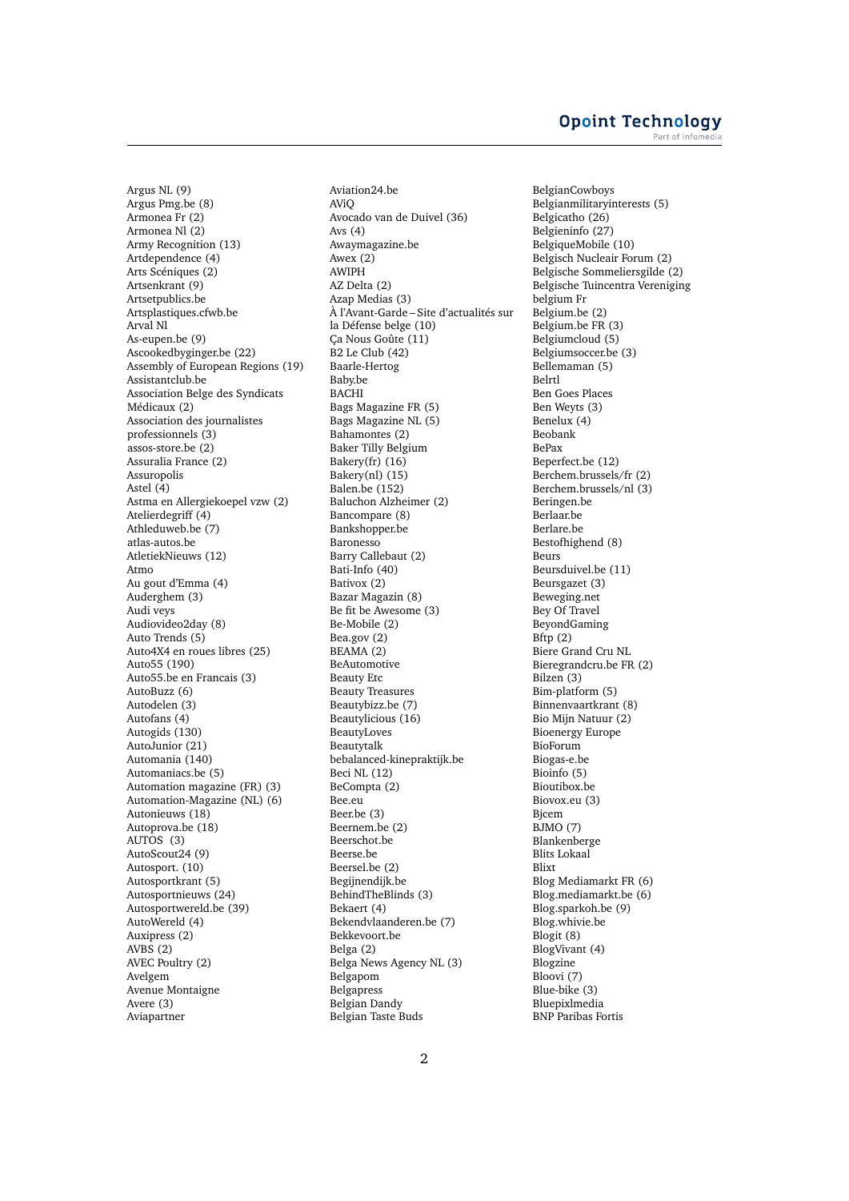Argus NL (9)
Argus Pmg.be (8)
Armonea Fr (2)
Armonea Nl (2)
Army Recognition (13)
Artdependence (4)
Arts Scéniques (2)
Artsenkrant (9)
Artsetpublics.be
Artsplastiques.cfwb.be
Arval Nl
As-eupen.be (9)
Ascookedbyginger.be (22)
Assembly of European Regions (19)
Assistantclub.be
Association Belge des Syndicats Médicaux (2)
Association des journalistes professionnels (3)
assos-store.be (2)
Assuralia France (2)
Assuropolis
Astel (4)
Astma en Allergiekoepel vzw (2)
Atelierdegriff (4)
Athleduweb.be (7)
atlas-autos.be
AtletiekNieuws (12)
Atmo
Au gout d'Emma (4)
Auderghem (3)
Audi veys
Audiovideo2day (8)
Auto Trends (5)
Auto4X4 en roues libres (25)
Auto55 (190)
Auto55.be en Francais (3)
AutoBuzz (6)
Autodelen (3)
Autofans (4)
Autogids (130)
AutoJunior (21)
Automania (140)
Automaniacs.be (5)
Automation magazine (FR) (3)
Automation-Magazine (NL) (6)
Autonieuws (18)
Autoprova.be (18)
AUTOS (3)
AutoScout24 (9)
Autosport. (10)
Autosportkrant (5)
Autosportnieuws (24)
Autosportwereld.be (39)
AutoWereld (4)
Auxipress (2)
AVBS (2)
AVEC Poultry (2)
Avelgem
Avenue Montaigne
Avere (3)
Aviapartner
Aviation24.be
AViQ
Avocado van de Duivel (36)
Avs (4)
Awaymagazine.be
Awex (2)
AWIPH
AZ Delta (2)
Azap Medias (3)
À l'Avant-Garde – Site d'actualités sur la Défense belge (10)
Ça Nous Goûte (11)
B2 Le Club (42)
Baarle-Hertog
Baby.be
BACHI
Bags Magazine FR (5)
Bags Magazine NL (5)
Bahamontes (2)
Baker Tilly Belgium
Bakery(fr) (16)
Bakery(nl) (15)
Balen.be (152)
Baluchon Alzheimer (2)
Bancompare (8)
Bankshopper.be
Baronesso
Barry Callebaut (2)
Bati-Info (40)
Bativox (2)
Bazar Magazin (8)
Be fit be Awesome (3)
Be-Mobile (2)
Bea.gov (2)
BEAMA (2)
BeAutomotive
Beauty Etc
Beauty Treasures
Beautybizz.be (7)
Beautylicious (16)
BeautyLoves
Beautytalk
bebalanced-kinepraktijk.be
Beci NL (12)
BeCompta (2)
Bee.eu
Beer.be (3)
Beernem.be (2)
Beerschot.be
Beerse.be
Beersel.be (2)
Begijnendijk.be
BehindTheBlinds (3)
Bekaert (4)
Bekendvlaanderen.be (7)
Bekkevoort.be
Belga (2)
Belga News Agency NL (3)
Belgapom
Belgapress
Belgian Dandy
Belgian Taste Buds
BelgianCowboys
Belgianmilitaryinterests (5)
Belgicatho (26)
Belgieninfo (27)
BelgiqueMobile (10)
Belgisch Nucleair Forum (2)
Belgische Sommeliersgilde (2)
Belgische Tuincentra Vereniging
belgium Fr
Belgium.be (2)
Belgium.be FR (3)
Belgiumcloud (5)
Belgiumsoccer.be (3)
Bellemaman (5)
Belrtl
Ben Goes Places
Ben Weyts (3)
Benelux (4)
Beobank
BePax
Beperfect.be (12)
Berchem.brussels/fr (2)
Berchem.brussels/nl (3)
Beringen.be
Berlaar.be
Berlare.be
Bestofhighend (8)
Beurs
Beursduivel.be (11)
Beursgazet (3)
Beweging.net
Bey Of Travel
BeyondGaming
Bftp (2)
Biere Grand Cru NL
Bieregrandcru.be FR (2)
Bilzen (3)
Bim-platform (5)
Binnenvaartkrant (8)
Bio Mijn Natuur (2)
Bioenergy Europe
BioForum
Biogas-e.be
Bioinfo (5)
Bioutibox.be
Biovox.eu (3)
Bjcem
BJMO (7)
Blankenberge
Blits Lokaal
Blixt
Blog Mediamarkt FR (6)
Blog.mediamarkt.be (6)
Blog.sparkoh.be (9)
Blog.whivie.be
Blogit (8)
BlogVivant (4)
Blogzine
Bloovi (7)
Blue-bike (3)
Bluepixlmedia
BNP Paribas Fortis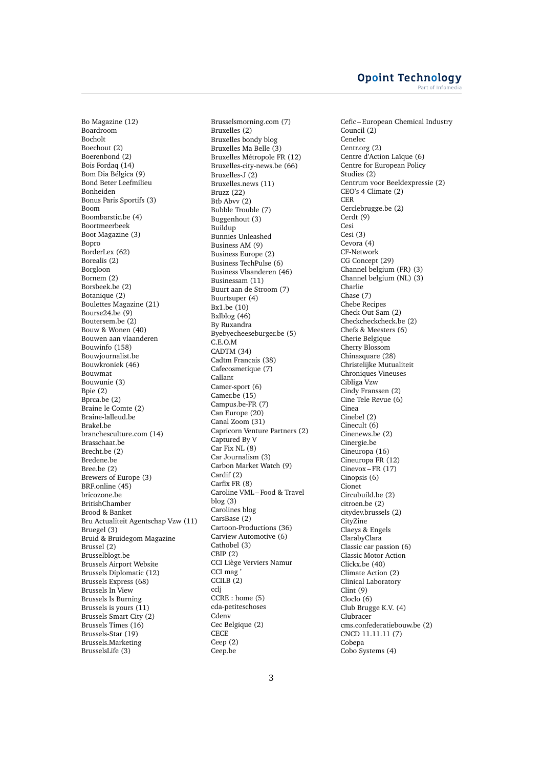Bo Magazine (12)
Boardroom
Bocholt
Boechout (2)
Boerenbond (2)
Bois Fordaq (14)
Bom Dia Bélgica (9)
Bond Beter Leefmilieu
Bonheiden
Bonus Paris Sportifs (3)
Boom
Boombarstic.be (4)
Boortmeerbeek
Boot Magazine (3)
Bopro
BorderLex (62)
Borealis (2)
Borgloon
Bornem (2)
Borsbeek.be (2)
Botanique (2)
Boulettes Magazine (21)
Bourse24.be (9)
Boutersem.be (2)
Bouw & Wonen (40)
Bouwen aan vlaanderen
Bouwinfo (158)
Bouwjournalist.be
Bouwkroniek (46)
Bouwmat
Bouwunie (3)
Bpie (2)
Bprca.be (2)
Braine le Comte (2)
Braine-lalleud.be
Brakel.be
branchesculture.com (14)
Brasschaat.be
Brecht.be (2)
Bredene.be
Bree.be (2)
Brewers of Europe (3)
BRF.online (45)
bricozone.be
BritishChamber
Brood & Banket
Bru Actualiteit Agentschap Vzw (11)
Bruegel (3)
Bruid & Bruidegom Magazine
Brussel (2)
Brusselblogt.be
Brussels Airport Website
Brussels Diplomatic (12)
Brussels Express (68)
Brussels In View
Brussels Is Burning
Brussels is yours (11)
Brussels Smart City (2)
Brussels Times (16)
Brussels-Star (19)
Brussels.Marketing
BrusselsLife (3)
Brusselsmorning.com (7)
Bruxelles (2)
Bruxelles bondy blog
Bruxelles Ma Belle (3)
Bruxelles Métropole FR (12)
Bruxelles-city-news.be (66)
Bruxelles-J (2)
Bruxelles.news (11)
Bruzz (22)
Btb Abvv (2)
Bubble Trouble (7)
Buggenhout (3)
Buildup
Bunnies Unleashed
Business AM (9)
Business Europe (2)
Business TechPulse (6)
Business Vlaanderen (46)
Businessam (11)
Buurt aan de Stroom (7)
Buurtsuper (4)
Bx1.be (10)
Bxlblog (46)
By Ruxandra
Byebyecheeseburger.be (5)
C.E.O.M
CADTM (34)
Cadtm Francais (38)
Cafecosmetique (7)
Callant
Camer-sport (6)
Camer.be (15)
Campus.be-FR (7)
Can Europe (20)
Canal Zoom (31)
Capricorn Venture Partners (2)
Captured By V
Car Fix NL (8)
Car Journalism (3)
Carbon Market Watch (9)
Cardif (2)
Carfix FR (8)
Caroline VML – Food & Travel blog (3)
Carolines blog
CarsBase (2)
Cartoon-Productions (36)
Carview Automotive (6)
Cathobel (3)
CBIP (2)
CCI Liège Verviers Namur
CCI mag '
CCILB (2)
cclj
CCRE : home (5)
cda-petiteschoses
Cdenv
Cec Belgique (2)
CECE
Ceep (2)
Ceep.be
Cefic – European Chemical Industry Council (2)
Cenelec
Centr.org (2)
Centre d'Action Laïque (6)
Centre for European Policy Studies (2)
Centrum voor Beeldexpressie (2)
CEO's 4 Climate (2)
CER
Cerclebrugge.be (2)
Cerdt (9)
Cesi
Cesi (3)
Cevora (4)
CF-Network
CG Concept (29)
Channel belgium (FR) (3)
Channel belgium (NL) (3)
Charlie
Chase (7)
Chebe Recipes
Check Out Sam (2)
Checkcheckcheck.be (2)
Chefs & Meesters (6)
Cherie Belgique
Cherry Blossom
Chinasquare (28)
Christelijke Mutualiteit
Chroniques Vineuses
Cibliga Vzw
Cindy Franssen (2)
Cine Tele Revue (6)
Cinea
Cinebel (2)
Cinecult (6)
Cinenews.be (2)
Cinergie.be
Cineuropa (16)
Cineuropa FR (12)
Cinevox – FR (17)
Cinopsis (6)
Cionet
Circubuild.be (2)
citroen.be (2)
citydev.brussels (2)
CityZine
Claeys & Engels
ClarabyClara
Classic car passion (6)
Classic Motor Action
Clickx.be (40)
Climate Action (2)
Clinical Laboratory
Clint (9)
Cloclo (6)
Club Brugge K.V. (4)
Clubracer
cms.confederatiebouw.be (2)
CNCD 11.11.11 (7)
Cobepa
Cobo Systems (4)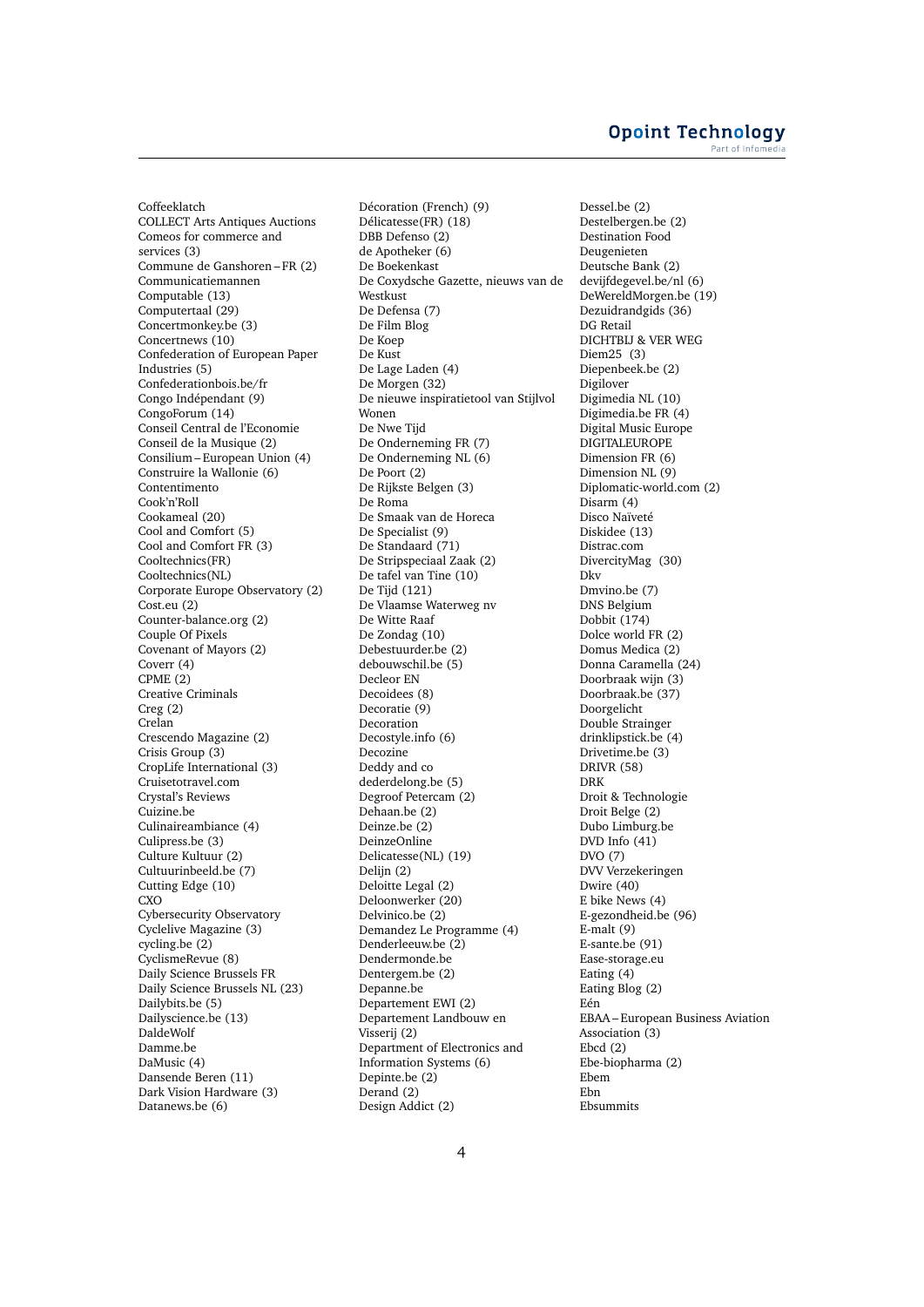Coffeeklatch
COLLECT Arts Antiques Auctions
Comeos for commerce and services (3)
Commune de Ganshoren – FR (2)
Communicatiemannen
Computable (13)
Computertaal (29)
Concertmonkey.be (3)
Concertnews (10)
Confederation of European Paper Industries (5)
Confederationbois.be/fr
Congo Indépendant (9)
CongoForum (14)
Conseil Central de l'Economie
Conseil de la Musique (2)
Consilium – European Union (4)
Construire la Wallonie (6)
Contentimento
Cook'n'Roll
Cookameal (20)
Cool and Comfort (5)
Cool and Comfort FR (3)
Cooltechnics(FR)
Cooltechnics(NL)
Corporate Europe Observatory (2)
Cost.eu (2)
Counter-balance.org (2)
Couple Of Pixels
Covenant of Mayors (2)
Coverr (4)
CPME (2)
Creative Criminals
Creg (2)
Crelan
Crescendo Magazine (2)
Crisis Group (3)
CropLife International (3)
Cruisetotravel.com
Crystal's Reviews
Cuizine.be
Culinaireambiance (4)
Culipress.be (3)
Culture Kultuur (2)
Cultuurinbeeld.be (7)
Cutting Edge (10)
CXO
Cybersecurity Observatory
Cyclelive Magazine (3)
cycling.be (2)
CyclismeRevue (8)
Daily Science Brussels FR
Daily Science Brussels NL (23)
Dailybits.be (5)
Dailyscience.be (13)
DaldeWolf
Damme.be
DaMusic (4)
Dansende Beren (11)
Dark Vision Hardware (3)
Datanews.be (6)
Décoration (French) (9)
Délicatesse(FR) (18)
DBB Defenso (2)
de Apotheker (6)
De Boekenkast
De Coxydsche Gazette, nieuws van de Westkust
De Defensa (7)
De Film Blog
De Koep
De Kust
De Lage Laden (4)
De Morgen (32)
De nieuwe inspiratietool van Stijlvol Wonen
De Nwe Tijd
De Onderneming FR (7)
De Onderneming NL (6)
De Poort (2)
De Rijkste Belgen (3)
De Roma
De Smaak van de Horeca
De Specialist (9)
De Standaard (71)
De Stripspeciaal Zaak (2)
De tafel van Tine (10)
De Tijd (121)
De Vlaamse Waterweg nv
De Witte Raaf
De Zondag (10)
Debestuurder.be (2)
debouwschil.be (5)
Decleor EN
Decoidees (8)
Decoratie (9)
Decoration
Decostyle.info (6)
Decozine
Deddy and co
dederdelong.be (5)
Degroof Petercam (2)
Dehaan.be (2)
Deinze.be (2)
DeinzeOnline
Delicatesse(NL) (19)
Delijn (2)
Deloitte Legal (2)
Deloonwerker (20)
Delvinico.be (2)
Demandez Le Programme (4)
Denderleeuw.be (2)
Dendermonde.be
Dentergem.be (2)
Depanne.be
Departement EWI (2)
Departement Landbouw en Visserij (2)
Department of Electronics and Information Systems (6)
Depinte.be (2)
Derand (2)
Design Addict (2)
Dessel.be (2)
Destelbergen.be (2)
Destination Food
Deugenieten
Deutsche Bank (2)
devijfdegevel.be/nl (6)
DeWereldMorgen.be (19)
Dezuidrandgids (36)
DG Retail
DICHTBIJ & VER WEG
Diem25 (3)
Diepenbeek.be (2)
Digilover
Digimedia NL (10)
Digimedia.be FR (4)
Digital Music Europe
DIGITALEUROPE
Dimension FR (6)
Dimension NL (9)
Diplomatic-world.com (2)
Disarm (4)
Disco Naïveté
Diskidee (13)
Distrac.com
DivercityMag (30)
Dkv
Dmvino.be (7)
DNS Belgium
Dobbit (174)
Dolce world FR (2)
Domus Medica (2)
Donna Caramella (24)
Doorbraak wijn (3)
Doorbraak.be (37)
Doorgelicht
Double Strainger
drinklipstick.be (4)
Drivetime.be (3)
DRIVR (58)
DRK
Droit & Technologie
Droit Belge (2)
Dubo Limburg.be
DVD Info (41)
DVO (7)
DVV Verzekeringen
Dwire (40)
E bike News (4)
E-gezondheid.be (96)
E-malt (9)
E-sante.be (91)
Ease-storage.eu
Eating (4)
Eating Blog (2)
Eén
EBAA – European Business Aviation Association (3)
Ebcd (2)
Ebe-biopharma (2)
Ebem
Ebn
Ebsummits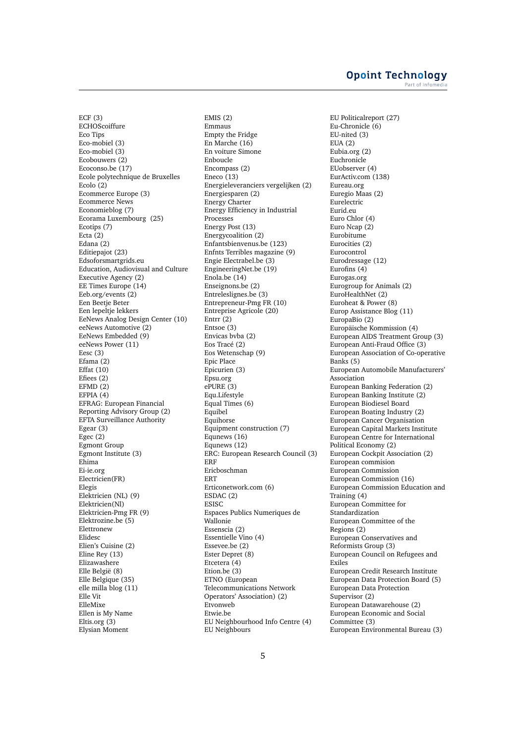ECF (3)
ECHOScoiffure
Eco Tips
Eco-mobiel (3)
Eco-mobiel (3)
Ecobouwers (2)
Ecoconso.be (17)
Ecole polytechnique de Bruxelles
Ecolo (2)
Ecommerce Europe (3)
Ecommerce News
Economieblog (7)
Ecorama Luxembourg (25)
Ecotips (7)
Ecta (2)
Edana (2)
Editiepajot (23)
Edsoforsmartgrids.eu
Education, Audiovisual and Culture Executive Agency (2)
EE Times Europe (14)
Eeb.org/events (2)
Een Beetje Beter
Een lepeltje lekkers
EeNews Analog Design Center (10)
eeNews Automotive (2)
EeNews Embedded (9)
eeNews Power (11)
Eesc (3)
Efama (2)
Effat (10)
Efiees (2)
EFMD (2)
EFPIA (4)
EFRAG: European Financial Reporting Advisory Group (2)
EFTA Surveillance Authority
Egear (3)
Egec (2)
Egmont Group
Egmont Institute (3)
Ehima
Ei-ie.org
Electricien(FR)
Elegis
Elektricien (NL) (9)
Elektricien(Nl)
Elektricien-Pmg FR (9)
Elektrozine.be (5)
Elettronew
Elidesc
Elien's Cuisine (2)
Eline Rey (13)
Elizawashere
Elle België (8)
Elle Belgique (35)
elle milla blog (11)
Elle Vit
ElleMixe
Ellen is My Name
Eltis.org (3)
Elysian Moment
EMIS (2)
Emmaus
Empty the Fridge
En Marche (16)
En voiture Simone
Enboucle
Encompass (2)
Eneco (13)
Energieleveranciers vergelijken (2)
Energiesparen (2)
Energy Charter
Energy Efficiency in Industrial Processes
Energy Post (13)
Energycoalition (2)
Enfantsbienvenus.be (123)
Enfnts Terribles magazine (9)
Engie Electrabel.be (3)
EngineeringNet.be (19)
Enola.be (14)
Enseignons.be (2)
Entreleslignes.be (3)
Entrepreneur-Pmg FR (10)
Entreprise Agricole (20)
Entrr (2)
Entsoe (3)
Envicas bvba (2)
Eos Tracé (2)
Eos Wetenschap (9)
Epic Place
Epicurien (3)
Epsu.org
ePURE (3)
Equ.Lifestyle
Equal Times (6)
Equibel
Equihorse
Equipment construction (7)
Equnews (16)
Equnews (12)
ERC: European Research Council (3)
ERF
Ericboschman
ERT
Erticonetwork.com (6)
ESDAC (2)
ESISC
Espaces Publics Numeriques de Wallonie
Essenscia (2)
Essentielle Vino (4)
Essevee.be (2)
Ester Depret (8)
Etcetera (4)
Etion.be (3)
ETNO (European Telecommunications Network Operators' Association) (2)
Etvonweb
Etwie.be
EU Neighbourhood Info Centre (4)
EU Neighbours
EU Politicalreport (27)
Eu-Chronicle (6)
EU-nited (3)
EUA (2)
Eubia.org (2)
Euchronicle
EUobserver (4)
EurActiv.com (138)
Eureau.org
Euregio Maas (2)
Eurelectric
Eurid.eu
Euro Chlor (4)
Euro Ncap (2)
Eurobitume
Eurocities (2)
Eurocontrol
Eurodressage (12)
Eurofins (4)
Eurogas.org
Eurogroup for Animals (2)
EuroHealthNet (2)
Euroheat & Power (8)
Europ Assistance Blog (11)
EuropaBio (2)
Europäische Kommission (4)
European AIDS Treatment Group (3)
European Anti-Fraud Office (3)
European Association of Co-operative Banks (5)
European Automobile Manufacturers' Association
European Banking Federation (2)
European Banking Institute (2)
European Biodiesel Board
European Boating Industry (2)
European Cancer Organisation
European Capital Markets Institute
European Centre for International Political Economy (2)
European Cockpit Association (2)
European commision
European Commission
European Commission (16)
European Commission Education and Training (4)
European Committee for Standardization
European Committee of the Regions (2)
European Conservatives and Reformists Group (3)
European Council on Refugees and Exiles
European Credit Research Institute
European Data Protection Board (5)
European Data Protection Supervisor (2)
European Datawarehouse (2)
European Economic and Social Committee (3)
European Environmental Bureau (3)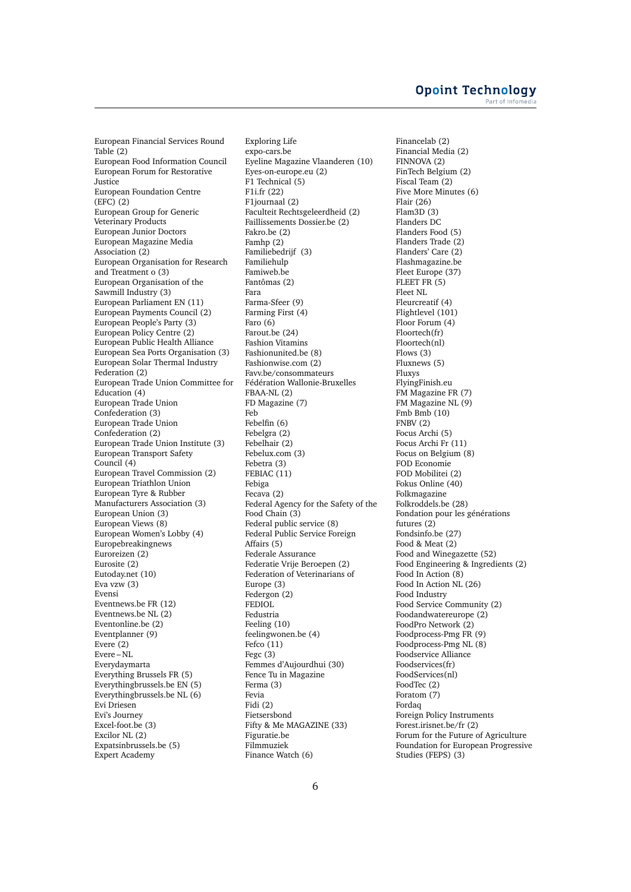European Financial Services Round Table (2)
European Food Information Council
European Forum for Restorative Justice
European Foundation Centre (EFC) (2)
European Group for Generic Veterinary Products
European Junior Doctors
European Magazine Media Association (2)
European Organisation for Research and Treatment o (3)
European Organisation of the Sawmill Industry (3)
European Parliament EN (11)
European Payments Council (2)
European People's Party (3)
European Policy Centre (2)
European Public Health Alliance
European Sea Ports Organisation (3)
European Solar Thermal Industry Federation (2)
European Trade Union Committee for Education (4)
European Trade Union Confederation (3)
European Trade Union Confederation (2)
European Trade Union Institute (3)
European Transport Safety Council (4)
European Travel Commission (2)
European Triathlon Union
European Tyre & Rubber Manufacturers Association (3)
European Union (3)
European Views (8)
European Women's Lobby (4)
Europebreakingnews
Euroreizen (2)
Eurosite (2)
Eutoday.net (10)
Eva vzw (3)
Evensi
Eventnews.be FR (12)
Eventnews.be NL (2)
Eventonline.be (2)
Eventplanner (9)
Evere (2)
Evere – NL
Everydaymarta
Everything Brussels FR (5)
Everythingbrussels.be EN (5)
Everythingbrussels.be NL (6)
Evi Driesen
Evi's Journey
Excel-foot.be (3)
Excilor NL (2)
Expatsinbrussels.be (5)
Expert Academy
Exploring Life
expo-cars.be
Eyeline Magazine Vlaanderen (10)
Eyes-on-europe.eu (2)
F1 Technical (5)
F1i.fr (22)
F1journaal (2)
Faculteit Rechtsgeleerdheid (2)
Faillissements Dossier.be (2)
Fakro.be (2)
Famhp (2)
Familiebedrijf (3)
Familiehulp
Famiweb.be
Fantômas (2)
Fara
Farma-Sfeer (9)
Farming First (4)
Faro (6)
Farout.be (24)
Fashion Vitamins
Fashionunited.be (8)
Fashionwise.com (2)
Favv.be/consommateurs
Fédération Wallonie-Bruxelles
FBAA-NL (2)
FD Magazine (7)
Feb
Febelfin (6)
Febelgra (2)
Febelhair (2)
Febelux.com (3)
Febetra (3)
FEBIAC (11)
Febiga
Fecava (2)
Federal Agency for the Safety of the Food Chain (3)
Federal public service (8)
Federal Public Service Foreign Affairs (5)
Federale Assurance
Federatie Vrije Beroepen (2)
Federation of Veterinarians of Europe (3)
Federgon (2)
FEDIOL
Fedustria
Feeling (10)
feelingwonen.be (4)
Fefco (11)
Fegc (3)
Femmes d'Aujourdhui (30)
Fence Tu in Magazine
Ferma (3)
Fevia
Fidi (2)
Fietsersbond
Fifty & Me MAGAZINE (33)
Figuratie.be
Filmmuziek
Finance Watch (6)
Financelab (2)
Financial Media (2)
FINNOVA (2)
FinTech Belgium (2)
Fiscal Team (2)
Five More Minutes (6)
Flair (26)
Flam3D (3)
Flanders DC
Flanders Food (5)
Flanders Trade (2)
Flanders' Care (2)
Flashmagazine.be
Fleet Europe (37)
FLEET FR (5)
Fleet NL
Fleurcreatif (4)
Flightlevel (101)
Floor Forum (4)
Floortech(fr)
Floortech(nl)
Flows (3)
Fluxnews (5)
Fluxys
FlyingFinish.eu
FM Magazine FR (7)
FM Magazine NL (9)
Fmb Bmb (10)
FNBV (2)
Focus Archi (5)
Focus Archi Fr (11)
Focus on Belgium (8)
FOD Economie
FOD Mobilitei (2)
Fokus Online (40)
Folkmagazine
Folkroddels.be (28)
Fondation pour les générations futures (2)
Fondsinfo.be (27)
Food & Meat (2)
Food and Winegazette (52)
Food Engineering & Ingredients (2)
Food In Action (8)
Food In Action NL (26)
Food Industry
Food Service Community (2)
Foodandwatereurope (2)
FoodPro Network (2)
Foodprocess-Pmg FR (9)
Foodprocess-Pmg NL (8)
Foodservice Alliance
Foodservices(fr)
FoodServices(nl)
FoodTec (2)
Foratom (7)
Fordaq
Foreign Policy Instruments
Forest.irisnet.be/fr (2)
Forum for the Future of Agriculture
Foundation for European Progressive Studies (FEPS) (3)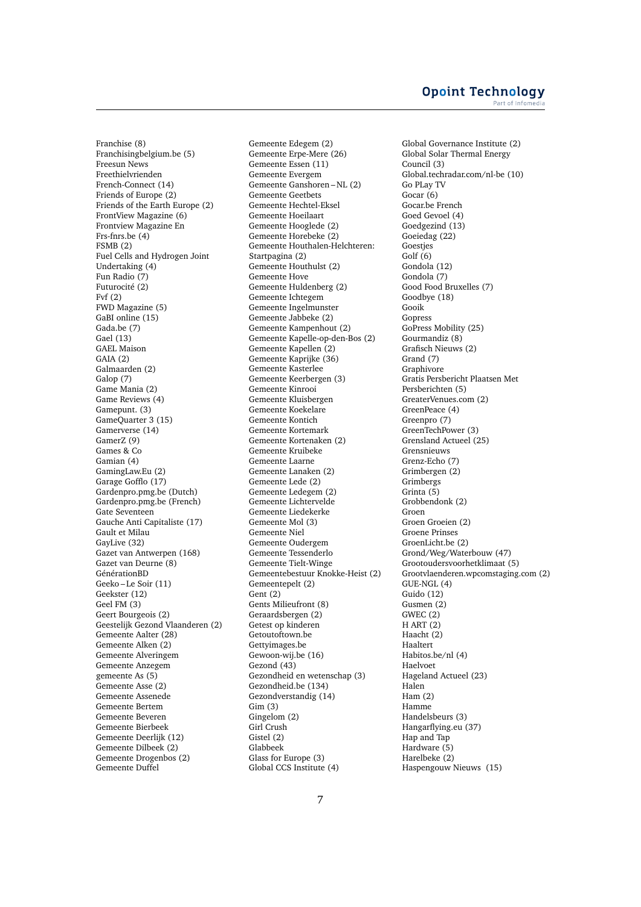Franchise (8)
Franchisingbelgium.be (5)
Freesun News
Freethielvrienden
French-Connect (14)
Friends of Europe (2)
Friends of the Earth Europe (2)
FrontView Magazine (6)
Frontview Magazine En
Frs-fnrs.be (4)
FSMB (2)
Fuel Cells and Hydrogen Joint Undertaking (4)
Fun Radio (7)
Futurocité (2)
Fvf (2)
FWD Magazine (5)
GaBI online (15)
Gada.be (7)
Gael (13)
GAEL Maison
GAIA (2)
Galmaarden (2)
Galop (7)
Game Mania (2)
Game Reviews (4)
Gamepunt. (3)
GameQuarter 3 (15)
Gamerverse (14)
GamerZ (9)
Games & Co
Gamian (4)
GamingLaw.Eu (2)
Garage Gofflo (17)
Gardenpro.pmg.be (Dutch)
Gardenpro.pmg.be (French)
Gate Seventeen
Gauche Anti Capitaliste (17)
Gault et Milau
GayLive (32)
Gazet van Antwerpen (168)
Gazet van Deurne (8)
GénérationBD
Geeko – Le Soir (11)
Geekster (12)
Geel FM (3)
Geert Bourgeois (2)
Geestelijk Gezond Vlaanderen (2)
Gemeente Aalter (28)
Gemeente Alken (2)
Gemeente Alveringem
Gemeente Anzegem
gemeente As (5)
Gemeente Asse (2)
Gemeente Assenede
Gemeente Bertem
Gemeente Beveren
Gemeente Bierbeek
Gemeente Deerlijk (12)
Gemeente Dilbeek (2)
Gemeente Drogenbos (2)
Gemeente Duffel
Gemeente Edegem (2)
Gemeente Erpe-Mere (26)
Gemeente Essen (11)
Gemeente Evergem
Gemeente Ganshoren – NL (2)
Gemeente Geetbets
Gemeente Hechtel-Eksel
Gemeente Hoeilaart
Gemeente Hooglede (2)
Gemeente Horebeke (2)
Gemeente Houthalen-Helchteren: Startpagina (2)
Gemeente Houthulst (2)
Gemeente Hove
Gemeente Huldenberg (2)
Gemeente Ichtegem
Gemeente Ingelmunster
Gemeente Jabbeke (2)
Gemeente Kampenhout (2)
Gemeente Kapelle-op-den-Bos (2)
Gemeente Kapellen (2)
Gemeente Kaprijke (36)
Gemeente Kasterlee
Gemeente Keerbergen (3)
Gemeente Kinrooi
Gemeente Kluisbergen
Gemeente Koekelare
Gemeente Kontich
Gemeente Kortemark
Gemeente Kortenaken (2)
Gemeente Kruibeke
Gemeente Laarne
Gemeente Lanaken (2)
Gemeente Lede (2)
Gemeente Ledegem (2)
Gemeente Lichtervelde
Gemeente Liedekerke
Gemeente Mol (3)
Gemeente Niel
Gemeente Oudergem
Gemeente Tessenderlo
Gemeente Tielt-Winge
Gemeentebestuur Knokke-Heist (2)
Gemeentepelt (2)
Gent (2)
Gents Milieufront (8)
Geraardsbergen (2)
Getest op kinderen
Getoutoftown.be
Gettyimages.be
Gewoon-wij.be (16)
Gezond (43)
Gezondheid en wetenschap (3)
Gezondheid.be (134)
Gezondverstandig (14)
Gim (3)
Gingelom (2)
Girl Crush
Gistel (2)
Glabbeek
Glass for Europe (3)
Global CCS Institute (4)
Global Governance Institute (2)
Global Solar Thermal Energy Council (3)
Global.techradar.com/nl-be (10)
Go PLay TV
Gocar (6)
Gocar.be French
Goed Gevoel (4)
Goedgezind (13)
Goeiedag (22)
Goestjes
Golf (6)
Gondola (12)
Gondola (7)
Good Food Bruxelles (7)
Goodbye (18)
Gooik
Gopress
GoPress Mobility (25)
Gourmandiz (8)
Grafisch Nieuws (2)
Grand (7)
Graphivore
Gratis Persbericht Plaatsen Met Persberichten (5)
GreaterVenues.com (2)
GreenPeace (4)
Greenpro (7)
GreenTechPower (3)
Grensland Actueel (25)
Grensnieuws
Grenz-Echo (7)
Grimbergen (2)
Grimbergs
Grinta (5)
Grobbendonk (2)
Groen
Groen Groeien (2)
Groene Prinses
GroenLicht.be (2)
Grond/Weg/Waterbouw (47)
Grootoudersvoorhetklimaat (5)
Grootvlaenderen.wpcomstaging.com (2)
GUE-NGL (4)
Guido (12)
Gusmen (2)
GWEC (2)
H ART (2)
Haacht (2)
Haaltert
Habitos.be/nl (4)
Haelvoet
Hageland Actueel (23)
Halen
Ham (2)
Hamme
Handelsbeurs (3)
Hangarflying.eu (37)
Hap and Tap
Hardware (5)
Harelbeke (2)
Haspengouw Nieuws (15)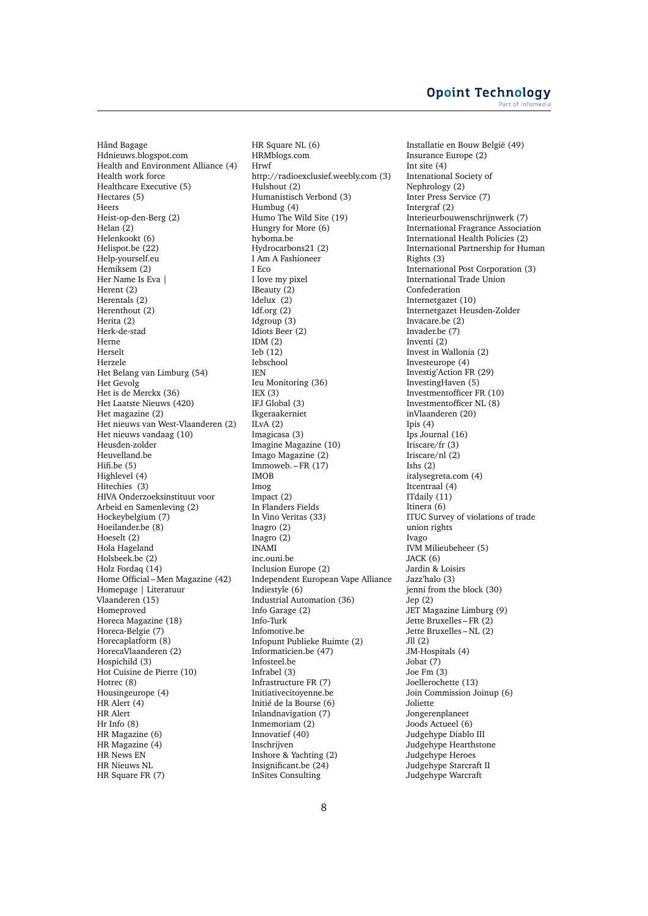Hånd Bagage
Hdnieuws.blogspot.com
Health and Environment Alliance (4)
Health work force
Healthcare Executive (5)
Hectares (5)
Heers
Heist-op-den-Berg (2)
Helan (2)
Helenkookt (6)
Helispot.be (22)
Help-yourself.eu
Hemiksem (2)
Her Name Is Eva |
Herent (2)
Herentals (2)
Herenthout (2)
Herita (2)
Herk-de-stad
Herne
Herselt
Herzele
Het Belang van Limburg (54)
Het Gevolg
Het is de Merckx (36)
Het Laatste Nieuws (420)
Het magazine (2)
Het nieuws van West-Vlaanderen (2)
Het nieuws vandaag (10)
Heusden-zolder
Heuvelland.be
Hifi.be (5)
Highlevel (4)
Hitechies (3)
HIVA Onderzoeksinstituut voor Arbeid en Samenleving (2)
Hockeybelgium (7)
Hoeilander.be (8)
Hoeselt (2)
Hola Hageland
Holsbeek.be (2)
Holz Fordaq (14)
Home Official – Men Magazine (42)
Homepage | Literatuur Vlaanderen (15)
Homeproved
Horeca Magazine (18)
Horeca-Belgie (7)
Horecaplatform (8)
HorecaVlaanderen (2)
Hospichild (3)
Hot Cuisine de Pierre (10)
Hotrec (8)
Housingeurope (4)
HR Alert (4)
HR Alert
Hr Info (8)
HR Magazine (6)
HR Magazine (4)
HR News EN
HR Nieuws NL
HR Square FR (7)
HR Square NL (6)
HRMblogs.com
Hrwf
http://radioexclusief.weebly.com (3)
Hulshout (2)
Humanistisch Verbond (3)
Humbug (4)
Humo The Wild Site (19)
Hungry for More (6)
hyboma.be
Hydrocarbons21 (2)
I Am A Fashioneer
I Eco
I love my pixel
IBeauty (2)
Idelux (2)
Idf.org (2)
Idgroup (3)
Idiots Beer (2)
IDM (2)
Ieb (12)
Iebschool
IEN
Ieu Monitoring (36)
IEX (3)
IFJ Global (3)
Ikgeraakerniet
ILvA (2)
Imagicasa (3)
Imagine Magazine (10)
Imago Magazine (2)
Immoweb. – FR (17)
IMOB
Imog
Impact (2)
In Flanders Fields
In Vino Veritas (33)
Inagro (2)
Inagro (2)
INAMI
inc.ouni.be
Inclusion Europe (2)
Independent European Vape Alliance
Indiestyle (6)
Industrial Automation (36)
Info Garage (2)
Info-Turk
Infomotive.be
Infopunt Publieke Ruimte (2)
Informaticien.be (47)
Infosteel.be
Infrabel (3)
Infrastructure FR (7)
Initiativecitoyenne.be
Initié de la Bourse (6)
Inlandnavigation (7)
Inmemoriam (2)
Innovatief (40)
Inschrijven
Inshore & Yachting (2)
Insignificant.be (24)
InSites Consulting
Installatie en Bouw België (49)
Insurance Europe (2)
Int site (4)
Intenational Society of Nephrology (2)
Inter Press Service (7)
Intergraf (2)
Interieurbouwenschrijnwerk (7)
International Fragrance Association
International Health Policies (2)
International Partnership for Human Rights (3)
International Post Corporation (3)
International Trade Union Confederation
Internetgazet (10)
Internetgazet Heusden-Zolder
Invacare.be (2)
Invader.be (7)
Inventi (2)
Invest in Wallonia (2)
Investeurope (4)
Investig'Action FR (29)
InvestingHaven (5)
Investmentofficer FR (10)
Investmentofficer NL (8)
inVlaanderen (20)
Ipis (4)
Ips Journal (16)
Iriscare/fr (3)
Iriscare/nl (2)
Ishs (2)
italysegreta.com (4)
Itcentraal (4)
ITdaily (11)
Itinera (6)
ITUC Survey of violations of trade union rights
Ivago
IVM Milieubeheer (5)
JACK (6)
Jardin & Loisirs
Jazz'halo (3)
jenni from the block (30)
Jep (2)
JET Magazine Limburg (9)
Jette Bruxelles – FR (2)
Jette Bruxelles – NL (2)
Jll (2)
JM-Hospitals (4)
Jobat (7)
Joe Fm (3)
Joellerochette (13)
Join Commission Joinup (6)
Joliette
Jongerenplaneet
Joods Actueel (6)
Judgehype Diablo III
Judgehype Hearthstone
Judgehype Heroes
Judgehype Starcraft II
Judgehype Warcraft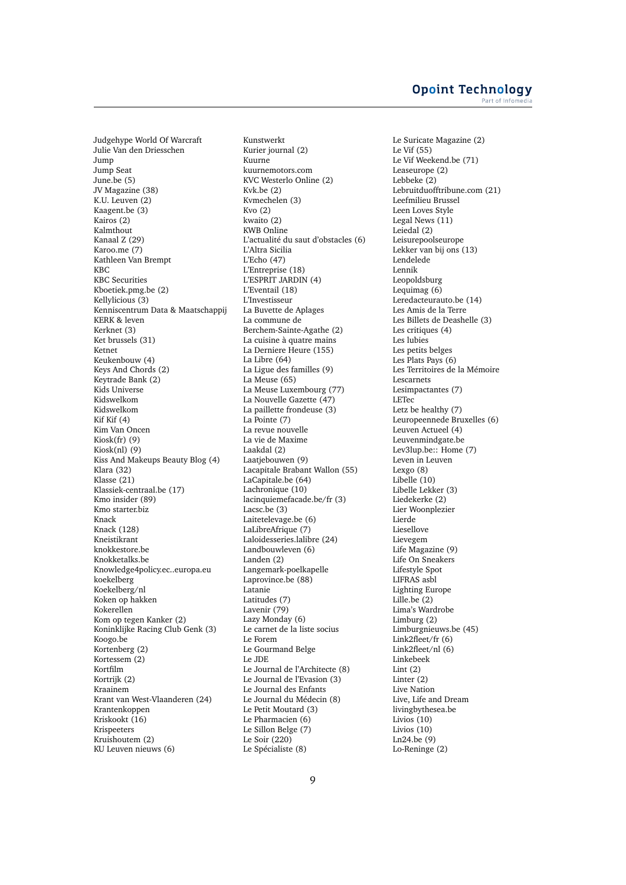Judgehype World Of Warcraft
Julie Van den Driesschen
Jump
Jump Seat
June.be (5)
JV Magazine (38)
K.U. Leuven (2)
Kaagent.be (3)
Kairos (2)
Kalmthout
Kanaal Z (29)
Karoo.me (7)
Kathleen Van Brempt
KBC
KBC Securities
Kboetiek.pmg.be (2)
Kellylicious (3)
Kenniscentrum Data & Maatschappij
KERK & leven
Kerknet (3)
Ket brussels (31)
Ketnet
Keukenbouw (4)
Keys And Chords (2)
Keytrade Bank (2)
Kids Universe
Kidswelkom
Kidswelkom
Kif Kif (4)
Kim Van Oncen
Kiosk(fr) (9)
Kiosk(nl) (9)
Kiss And Makeups Beauty Blog (4)
Klara (32)
Klasse (21)
Klassiek-centraal.be (17)
Kmo insider (89)
Kmo starter.biz
Knack
Knack (128)
Kneistikrant
knokkestore.be
Knokketalks.be
Knowledge4policy.ec..europa.eu
koekelberg
Koekelberg/nl
Koken op hakken
Kokerellen
Kom op tegen Kanker (2)
Koninklijke Racing Club Genk (3)
Koogo.be
Kortenberg (2)
Kortessem (2)
Kortfilm
Kortrijk (2)
Kraainem
Krant van West-Vlaanderen (24)
Krantenkoppen
Kriskookt (16)
Krispeeters
Kruishoutem (2)
KU Leuven nieuws (6)
Kunstwerkt
Kurier journal (2)
Kuurne
kuurnemotors.com
KVC Westerlo Online (2)
Kvk.be (2)
Kvmechelen (3)
Kvo (2)
kwaito (2)
KWB Online
L'actualité du saut d'obstacles (6)
L'Altra Sicilia
L'Echo (47)
L'Entreprise (18)
L'ESPRIT JARDIN (4)
L'Eventail (18)
L'Investisseur
La Buvette de Aplages
La commune de
Berchem-Sainte-Agathe (2)
La cuisine à quatre mains
La Derniere Heure (155)
La Libre (64)
La Ligue des familles (9)
La Meuse (65)
La Meuse Luxembourg (77)
La Nouvelle Gazette (47)
La paillette frondeuse (3)
La Pointe (7)
La revue nouvelle
La vie de Maxime
Laakdal (2)
Laatjebouwen (9)
Lacapitale Brabant Wallon (55)
LaCapitale.be (64)
Lachronique (10)
lacinquiemefacade.be/fr (3)
Lacsc.be (3)
Laitetelevage.be (6)
LaLibreAfrique (7)
Laloidesseries.lalibre (24)
Landbouwleven (6)
Landen (2)
Langemark-poelkapelle
Laprovince.be (88)
Latanie
Latitudes (7)
Lavenir (79)
Lazy Monday (6)
Le carnet de la liste socius
Le Forem
Le Gourmand Belge
Le JDE
Le Journal de l'Architecte (8)
Le Journal de l'Evasion (3)
Le Journal des Enfants
Le Journal du Médecin (8)
Le Petit Moutard (3)
Le Pharmacien (6)
Le Sillon Belge (7)
Le Soir (220)
Le Spécialiste (8)
Le Suricate Magazine (2)
Le Vif (55)
Le Vif Weekend.be (71)
Leaseurope (2)
Lebbeke (2)
Lebruitduofftribune.com (21)
Leefmilieu Brussel
Leen Loves Style
Legal News (11)
Leiedal (2)
Leisurepoolseurope
Lekker van bij ons (13)
Lendelede
Lennik
Leopoldsburg
Lequimag (6)
Leredacteurauto.be (14)
Les Amis de la Terre
Les Billets de Deashelle (3)
Les critiques (4)
Les lubies
Les petits belges
Les Plats Pays (6)
Les Territoires de la Mémoire
Lescarnets
Lesimpactantes (7)
LETec
Letz be healthy (7)
Leuropeennede Bruxelles (6)
Leuven Actueel (4)
Leuvenmindgate.be
Lev3lup.be:: Home (7)
Leven in Leuven
Lexgo (8)
Libelle (10)
Libelle Lekker (3)
Liedekerke (2)
Lier Woonplezier
Lierde
Liesellove
Lievegem
Life Magazine (9)
Life On Sneakers
Lifestyle Spot
LIFRAS asbl
Lighting Europe
Lille.be (2)
Lima's Wardrobe
Limburg (2)
Limburgnieuws.be (45)
Link2fleet/fr (6)
Link2fleet/nl (6)
Linkebeek
Lint (2)
Linter (2)
Live Nation
Live, Life and Dream
livingbythesea.be
Livios (10)
Livios (10)
Ln24.be (9)
Lo-Reninge (2)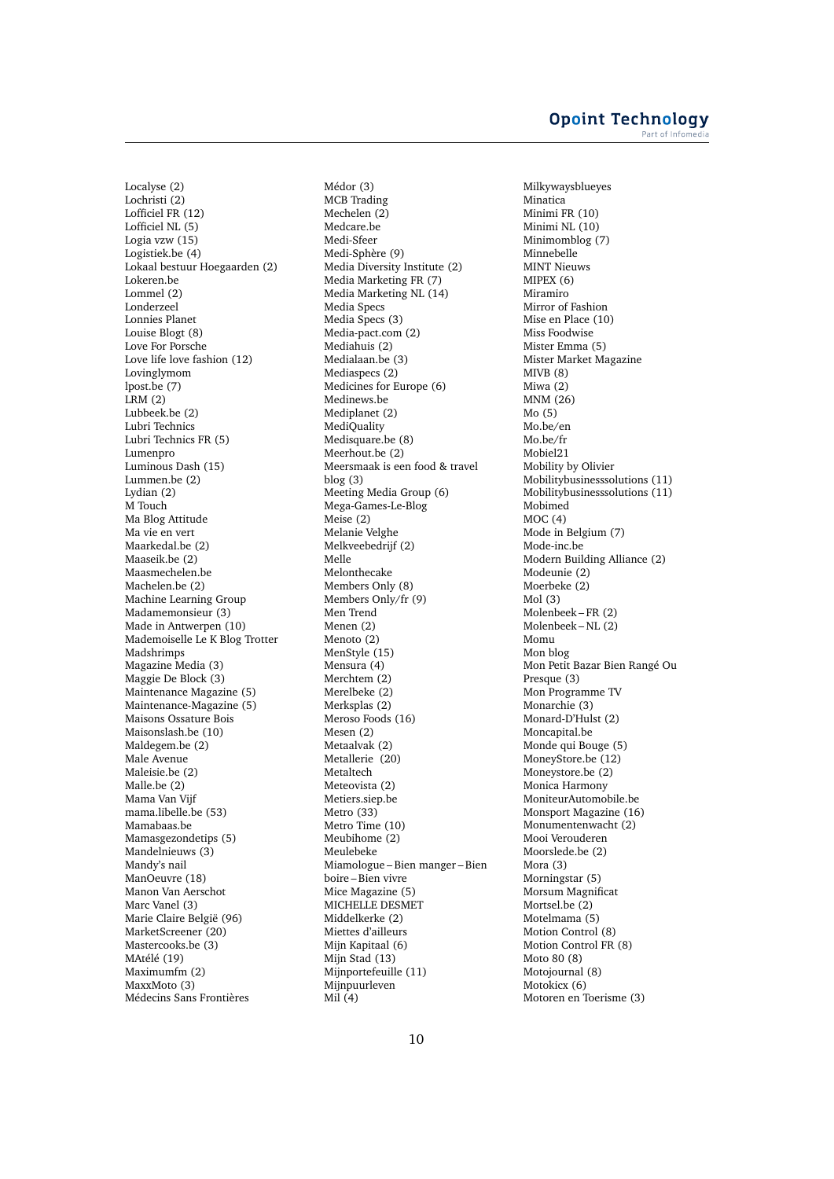Localyse (2)
Lochristi (2)
Lofficiel FR (12)
Lofficiel NL (5)
Logia vzw (15)
Logistiek.be (4)
Lokaal bestuur Hoegaarden (2)
Lokeren.be
Lommel (2)
Londerzeel
Lonnies Planet
Louise Blogt (8)
Love For Porsche
Love life love fashion (12)
Lovinglymom
lpost.be (7)
LRM (2)
Lubbeek.be (2)
Lubri Technics
Lubri Technics FR (5)
Lumenpro
Luminous Dash (15)
Lummen.be (2)
Lydian (2)
M Touch
Ma Blog Attitude
Ma vie en vert
Maarkedal.be (2)
Maaseik.be (2)
Maasmechelen.be
Machelen.be (2)
Machine Learning Group
Madamemonsieur (3)
Made in Antwerpen (10)
Mademoiselle Le K Blog Trotter
Madshrimps
Magazine Media (3)
Maggie De Block (3)
Maintenance Magazine (5)
Maintenance-Magazine (5)
Maisons Ossature Bois
Maisonslash.be (10)
Maldegem.be (2)
Male Avenue
Maleisie.be (2)
Malle.be (2)
Mama Van Vijf
mama.libelle.be (53)
Mamabaas.be
Mamasgezondetips (5)
Mandelnieuws (3)
Mandy's nail
ManOeuvre (18)
Manon Van Aerschot
Marc Vanel (3)
Marie Claire België (96)
MarketScreener (20)
Mastercooks.be (3)
MAtélé (19)
Maximumfm (2)
MaxxMoto (3)
Médecins Sans Frontières
Médor (3)
MCB Trading
Mechelen (2)
Medcare.be
Medi-Sfeer
Medi-Sphère (9)
Media Diversity Institute (2)
Media Marketing FR (7)
Media Marketing NL (14)
Media Specs
Media Specs (3)
Media-pact.com (2)
Mediahuis (2)
Medialaan.be (3)
Mediaspecs (2)
Medicines for Europe (6)
Medinews.be
Mediplanet (2)
MediQuality
Medisquare.be (8)
Meerhout.be (2)
Meersmaak is een food & travel blog (3)
Meeting Media Group (6)
Mega-Games-Le-Blog
Meise (2)
Melanie Velghe
Melkveebedrijf (2)
Melle
Melonthecake
Members Only (8)
Members Only/fr (9)
Men Trend
Menen (2)
Menoto (2)
MenStyle (15)
Mensura (4)
Merchtem (2)
Merelbeke (2)
Merksplas (2)
Meroso Foods (16)
Mesen (2)
Metaalvak (2)
Metallerie (20)
Metaltech
Meteovista (2)
Metiers.siep.be
Metro (33)
Metro Time (10)
Meubihome (2)
Meulebeke
Miamologue – Bien manger – Bien boire – Bien vivre
Mice Magazine (5)
MICHELLE DESMET
Middelkerke (2)
Miettes d'ailleurs
Mijn Kapitaal (6)
Mijn Stad (13)
Mijnportefeuille (11)
Mijnpuurleven
Mil (4)
Milkywaysblueyes
Minatica
Minimi FR (10)
Minimi NL (10)
Minimomblog (7)
Minnebelle
MINT Nieuws
MIPEX (6)
Miramiro
Mirror of Fashion
Mise en Place (10)
Miss Foodwise
Mister Emma (5)
Mister Market Magazine
MIVB (8)
Miwa (2)
MNM (26)
Mo (5)
Mo.be/en
Mo.be/fr
Mobiel21
Mobility by Olivier
Mobilitybusinesssolutions (11)
Mobilitybusinesssolutions (11)
Mobimed
MOC (4)
Mode in Belgium (7)
Mode-inc.be
Modern Building Alliance (2)
Modeunie (2)
Moerbeke (2)
Mol (3)
Molenbeek – FR (2)
Molenbeek – NL (2)
Momu
Mon blog
Mon Petit Bazar Bien Rangé Ou Presque (3)
Mon Programme TV
Monarchie (3)
Monard-D'Hulst (2)
Moncapital.be
Monde qui Bouge (5)
MoneyStore.be (12)
Moneystore.be (2)
Monica Harmony
MoniteurAutomobile.be
Monsport Magazine (16)
Monumentenwacht (2)
Mooi Verouderen
Moorslede.be (2)
Mora (3)
Morningstar (5)
Morsum Magnificat
Mortsel.be (2)
Motelmama (5)
Motion Control (8)
Motion Control FR (8)
Moto 80 (8)
Motojournal (8)
Motokicx (6)
Motoren en Toerisme (3)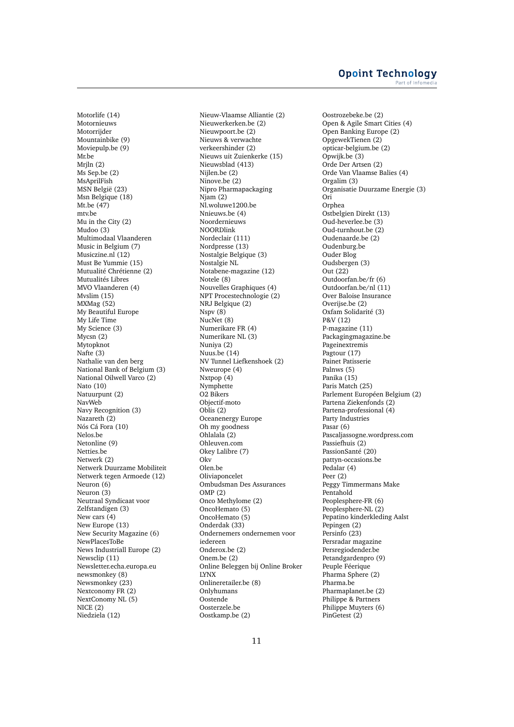Motorlife (14)
Motornieuws
Motorrijder
Mountainbike (9)
Moviepulp.be (9)
Mr.be
Mrjln (2)
Ms Sep.be (2)
MsAprilFish
MSN België (23)
Msn Belgique (18)
Mt.be (47)
mtv.be
Mu in the City (2)
Mudoo (3)
Multimodaal Vlaanderen
Music in Belgium (7)
Musiczine.nl (12)
Must Be Yummie (15)
Mutualité Chrétienne (2)
Mutualités Libres
MVO Vlaanderen (4)
Mvslim (15)
MXMag (52)
My Beautiful Europe
My Life Time
My Science (3)
Mycsn (2)
Mytopknot
Nafte (3)
Nathalie van den berg
National Bank of Belgium (3)
National Oilwell Varco (2)
Nato (10)
Natuurpunt (2)
NavWeb
Navy Recognition (3)
Nazareth (2)
Nós Cá Fora (10)
Nelos.be
Netonline (9)
Netties.be
Netwerk (2)
Netwerk Duurzame Mobiliteit
Netwerk tegen Armoede (12)
Neuron (6)
Neuron (3)
Neutraal Syndicaat voor Zelfstandigen (3)
New cars (4)
New Europe (13)
New Security Magazine (6)
NewPlacesToBe
News Industriall Europe (2)
Newsclip (11)
Newsletter.echa.europa.eu
newsmonkey (8)
Newsmonkey (23)
Nextconomy FR (2)
NextConomy NL (5)
NICE (2)
Niedziela (12)
Nieuw-Vlaamse Alliantie (2)
Nieuwerkerken.be (2)
Nieuwpoort.be (2)
Nieuws & verwachte verkeershinder (2)
Nieuws uit Zuienkerke (15)
Nieuwsblad (413)
Nijlen.be (2)
Ninove.be (2)
Nipro Pharmapackaging
Njam (2)
Nl.woluwe1200.be
Nnieuws.be (4)
Noordernieuws
NOORDlink
Nordeclair (111)
Nordpresse (13)
Nostalgie Belgique (3)
Nostalgie NL
Notabene-magazine (12)
Notele (8)
Nouvelles Graphiques (4)
NPT Procestechnologie (2)
NRJ Belgique (2)
Nspv (8)
NucNet (8)
Numerikare FR (4)
Numerikare NL (3)
Nuniya (2)
Nuus.be (14)
NV Tunnel Liefkenshoek (2)
Nweurope (4)
Nxtpop (4)
Nymphette
O2 Bikers
Objectif-moto
Oblis (2)
Oceanenergy Europe
Oh my goodness
Ohlalala (2)
Ohleuven.com
Okey Lalibre (7)
Okv
Olen.be
Oliviaponcelet
Ombudsman Des Assurances
OMP (2)
Onco Methylome (2)
OncoHemato (5)
OncoHemato (5)
Onderdak (33)
Ondernemers ondernemen voor iedereen
Onderox.be (2)
Onem.be (2)
Online Beleggen bij Online Broker LYNX
Onlineretailer.be (8)
Onlyhumans
Oostende
Oosterzele.be
Oostkamp.be (2)
Oostrozebeke.be (2)
Open & Agile Smart Cities (4)
Open Banking Europe (2)
OpgewekTienen (2)
opticar-belgium.be (2)
Opwijk.be (3)
Orde Der Artsen (2)
Orde Van Vlaamse Balies (4)
Orgalim (3)
Organisatie Duurzame Energie (3)
Ori
Orphea
Ostbelgien Direkt (13)
Oud-heverlee.be (3)
Oud-turnhout.be (2)
Oudenaarde.be (2)
Oudenburg.be
Ouder Blog
Oudsbergen (3)
Out (22)
Outdoorfan.be/fr (6)
Outdoorfan.be/nl (11)
Over Baloise Insurance
Overijse.be (2)
Oxfam Solidarité (3)
P&V (12)
P-magazine (11)
Packagingmagazine.be
Pageinextremis
Pagtour (17)
Painet Patisserie
Palnws (5)
Panika (15)
Paris Match (25)
Parlement Européen Belgium (2)
Partena Ziekenfonds (2)
Partena-professional (4)
Party Industries
Pasar (6)
Pascaljassogne.wordpress.com
Passiefhuis (2)
PassionSanté (20)
pattyn-occasions.be
Pedalar (4)
Peer (2)
Peggy Timmermans Make
Pentahold
Peoplesphere-FR (6)
Peoplesphere-NL (2)
Pepatino kinderkleding Aalst
Pepingen (2)
Persinfo (23)
Persradar magazine
Persregiodender.be
Petandgardenpro (9)
Peuple Féerique
Pharma Sphere (2)
Pharma.be
Pharmaplanet.be (2)
Philippe & Partners
Philippe Muyters (6)
PinGetest (2)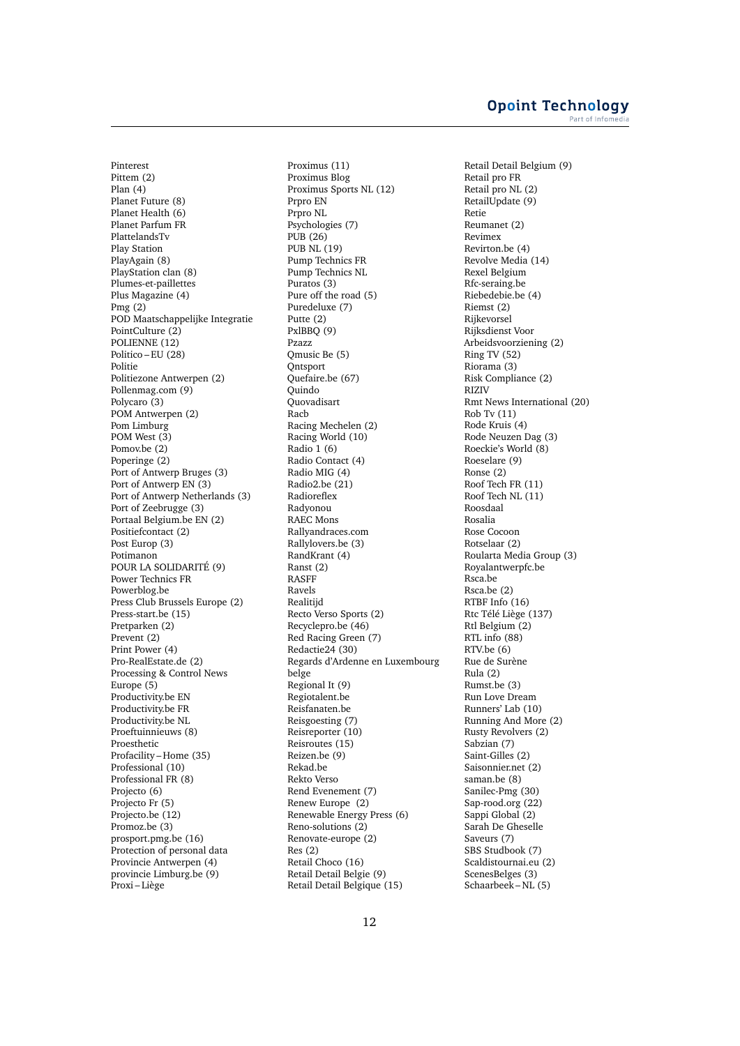Pinterest
Pittem (2)
Plan (4)
Planet Future (8)
Planet Health (6)
Planet Parfum FR
PlattelandsTv
Play Station
PlayAgain (8)
PlayStation clan (8)
Plumes-et-paillettes
Plus Magazine (4)
Pmg (2)
POD Maatschappelijke Integratie
PointCulture (2)
POLIENNE (12)
Politico – EU (28)
Politie
Politiezone Antwerpen (2)
Pollenmag.com (9)
Polycaro (3)
POM Antwerpen (2)
Pom Limburg
POM West (3)
Pomov.be (2)
Poperinge (2)
Port of Antwerp Bruges (3)
Port of Antwerp EN (3)
Port of Antwerp Netherlands (3)
Port of Zeebrugge (3)
Portaal Belgium.be EN (2)
Positiefcontact (2)
Post Europ (3)
Potimanon
POUR LA SOLIDARITÉ (9)
Power Technics FR
Powerblog.be
Press Club Brussels Europe (2)
Press-start.be (15)
Pretparken (2)
Prevent (2)
Print Power (4)
Pro-RealEstate.de (2)
Processing & Control News Europe (5)
Productivity.be EN
Productivity.be FR
Productivity.be NL
Proeftuinnieuws (8)
Proesthetic
Profacility – Home (35)
Professional (10)
Professional FR (8)
Projecto (6)
Projecto Fr (5)
Projecto.be (12)
Promoz.be (3)
prosport.pmg.be (16)
Protection of personal data
Provincie Antwerpen (4)
provincie Limburg.be (9)
Proxi – Liège
Proximus (11)
Proximus Blog
Proximus Sports NL (12)
Prpro EN
Prpro NL
Psychologies (7)
PUB (26)
PUB NL (19)
Pump Technics FR
Pump Technics NL
Puratos (3)
Pure off the road (5)
Puredeluxe (7)
Putte (2)
PxlBBQ (9)
Pzazz
Qmusic Be (5)
Qntsport
Quefaire.be (67)
Quindo
Quovadisart
Racb
Racing Mechelen (2)
Racing World (10)
Radio 1 (6)
Radio Contact (4)
Radio MIG (4)
Radio2.be (21)
Radioreflex
Radyonou
RAEC Mons
Rallyandraces.com
Rallylovers.be (3)
RandKrant (4)
Ranst (2)
RASFF
Ravels
Realitijd
Recto Verso Sports (2)
Recyclepro.be (46)
Red Racing Green (7)
Redactie24 (30)
Regards d’Ardenne en Luxembourg belge
Regional It (9)
Regiotalent.be
Reisfanaten.be
Reisgoesting (7)
Reisreporter (10)
Reisroutes (15)
Reizen.be (9)
Rekad.be
Rekto Verso
Rend Evenement (7)
Renew Europe (2)
Renewable Energy Press (6)
Reno-solutions (2)
Renovate-europe (2)
Res (2)
Retail Choco (16)
Retail Detail Belgie (9)
Retail Detail Belgique (15)
Retail Detail Belgium (9)
Retail pro FR
Retail pro NL (2)
RetailUpdate (9)
Retie
Reumanet (2)
Revimex
Revirton.be (4)
Revolve Media (14)
Rexel Belgium
Rfc-seraing.be
Riebedebie.be (4)
Riemst (2)
Rijkevorsel
Rijksdienst Voor Arbeidsvoorziening (2)
Ring TV (52)
Riorama (3)
Risk Compliance (2)
RIZIV
Rmt News International (20)
Rob Tv (11)
Rode Kruis (4)
Rode Neuzen Dag (3)
Roeckie’s World (8)
Roeselare (9)
Ronse (2)
Roof Tech FR (11)
Roof Tech NL (11)
Roosdaal
Rosalia
Rose Cocoon
Rotselaar (2)
Roularta Media Group (3)
Royalantwerpfc.be
Rsca.be
Rsca.be (2)
RTBF Info (16)
Rtc Télé Liège (137)
Rtl Belgium (2)
RTL info (88)
RTV.be (6)
Rue de Surène
Rula (2)
Rumst.be (3)
Run Love Dream
Runners’ Lab (10)
Running And More (2)
Rusty Revolvers (2)
Sabzian (7)
Saint-Gilles (2)
Saisonnier.net (2)
saman.be (8)
Sanilec-Pmg (30)
Sap-rood.org (22)
Sappi Global (2)
Sarah De Gheselle
Saveurs (7)
SBS Studbook (7)
Scaldistournai.eu (2)
ScenesBelges (3)
Schaarbeek – NL (5)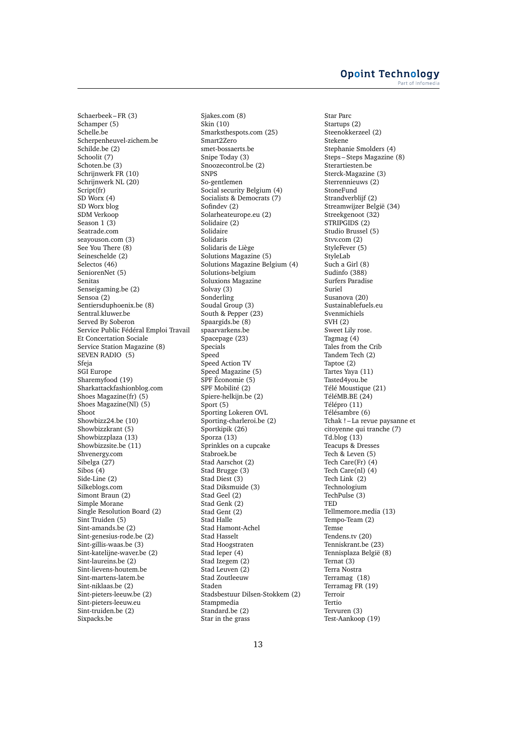Schaerbeek – FR (3)
Schamper (5)
Schelle.be
Scherpenheuvel-zichem.be
Schilde.be (2)
Schoolit (7)
Schoten.be (3)
Schrijnwerk FR (10)
Schrijnwerk NL (20)
Script(fr)
SD Worx (4)
SD Worx blog
SDM Verkoop
Season 1 (3)
Seatrade.com
seayouson.com (3)
See You There (8)
Seineschelde (2)
Selectos (46)
SeniorenNet (5)
Senitas
Senseigaming.be (2)
Sensoa (2)
Sentiersduphoenix.be (8)
Sentral.kluwer.be
Served By Soberon
Service Public Fédéral Emploi Travail Et Concertation Sociale
Service Station Magazine (8)
SEVEN RADIO (5)
Sfeja
SGI Europe
Sharemyfood (19)
Sharkattackfashionblog.com
Shoes Magazine(fr) (5)
Shoes Magazine(Nl) (5)
Shoot
Showbizz24.be (10)
Showbizzkrant (5)
Showbizzplaza (13)
Showbizzsite.be (11)
Shvenergy.com
Sibelga (27)
Sibos (4)
Side-Line (2)
Silkeblogs.com
Simont Braun (2)
Simple Morane
Single Resolution Board (2)
Sint Truiden (5)
Sint-amands.be (2)
Sint-genesius-rode.be (2)
Sint-gillis-waas.be (3)
Sint-katelijne-waver.be (2)
Sint-laureins.be (2)
Sint-lievens-houtem.be
Sint-martens-latem.be
Sint-niklaas.be (2)
Sint-pieters-leeuw.be (2)
Sint-pieters-leeuw.eu
Sint-truiden.be (2)
Sixpacks.be
Sjakes.com (8)
Skin (10)
Smarksthespots.com (25)
Smart2Zero
smet-bossaerts.be
Snipe Today (3)
Snoozecontrol.be (2)
SNPS
So-gentlemen
Social security Belgium (4)
Socialists & Democrats (7)
Sofindev (2)
Solarheateurope.eu (2)
Solidaire (2)
Solidaire
Solidaris
Solidaris de Liège
Solutions Magazine (5)
Solutions Magazine Belgium (4)
Solutions-belgium
Soluxions Magazine
Solvay (3)
Sonderling
Soudal Group (3)
South & Pepper (23)
Spaargids.be (8)
spaarvarkens.be
Spacepage (23)
Specials
Speed
Speed Action TV
Speed Magazine (5)
SPF Économie (5)
SPF Mobilité (2)
Spiere-helkijn.be (2)
Sport (5)
Sporting Lokeren OVL
Sporting-charleroi.be (2)
Sportkipik (26)
Sporza (13)
Sprinkles on a cupcake
Stabroek.be
Stad Aarschot (2)
Stad Brugge (3)
Stad Diest (3)
Stad Diksmuide (3)
Stad Geel (2)
Stad Genk (2)
Stad Gent (2)
Stad Halle
Stad Hamont-Achel
Stad Hasselt
Stad Hoogstraten
Stad Ieper (4)
Stad Izegem (2)
Stad Leuven (2)
Stad Zoutleeuw
Staden
Stadsbestuur Dilsen-Stokkem (2)
Stampmedia
Standard.be (2)
Star in the grass
Star Parc
Startups (2)
Steenokkerzeel (2)
Stekene
Stephanie Smolders (4)
Steps – Steps Magazine (8)
Sterartiesten.be
Sterck-Magazine (3)
Sterrennieuws (2)
StoneFund
Strandverblijf (2)
Streamwijzer België (34)
Streekgenoot (32)
STRIPGIDS (2)
Studio Brussel (5)
Stvv.com (2)
StyleFever (5)
StyleLab
Such a Girl (8)
Sudinfo (388)
Surfers Paradise
Suriel
Susanova (20)
Sustainablefuels.eu
Svenmichiels
SVH (2)
Sweet Lily rose.
Tagmag (4)
Tales from the Crib
Tandem Tech (2)
Taptoe (2)
Tartes Yaya (11)
Tasted4you.be
Télé Moustique (21)
TéléMB.BE (24)
Télépro (11)
Télésambre (6)
Tchak ! – La revue paysanne et citoyenne qui tranche (7)
Td.blog (13)
Teacups & Dresses
Tech & Leven (5)
Tech Care(Fr) (4)
Tech Care(nl) (4)
Tech Link (2)
Technologium
TechPulse (3)
TED
Tellmemore.media (13)
Tempo-Team (2)
Temse
Tendens.tv (20)
Tenniskrant.be (23)
Tennisplaza België (8)
Ternat (3)
Terra Nostra
Terramag (18)
Terramag FR (19)
Terroir
Tertio
Tervuren (3)
Test-Aankoop (19)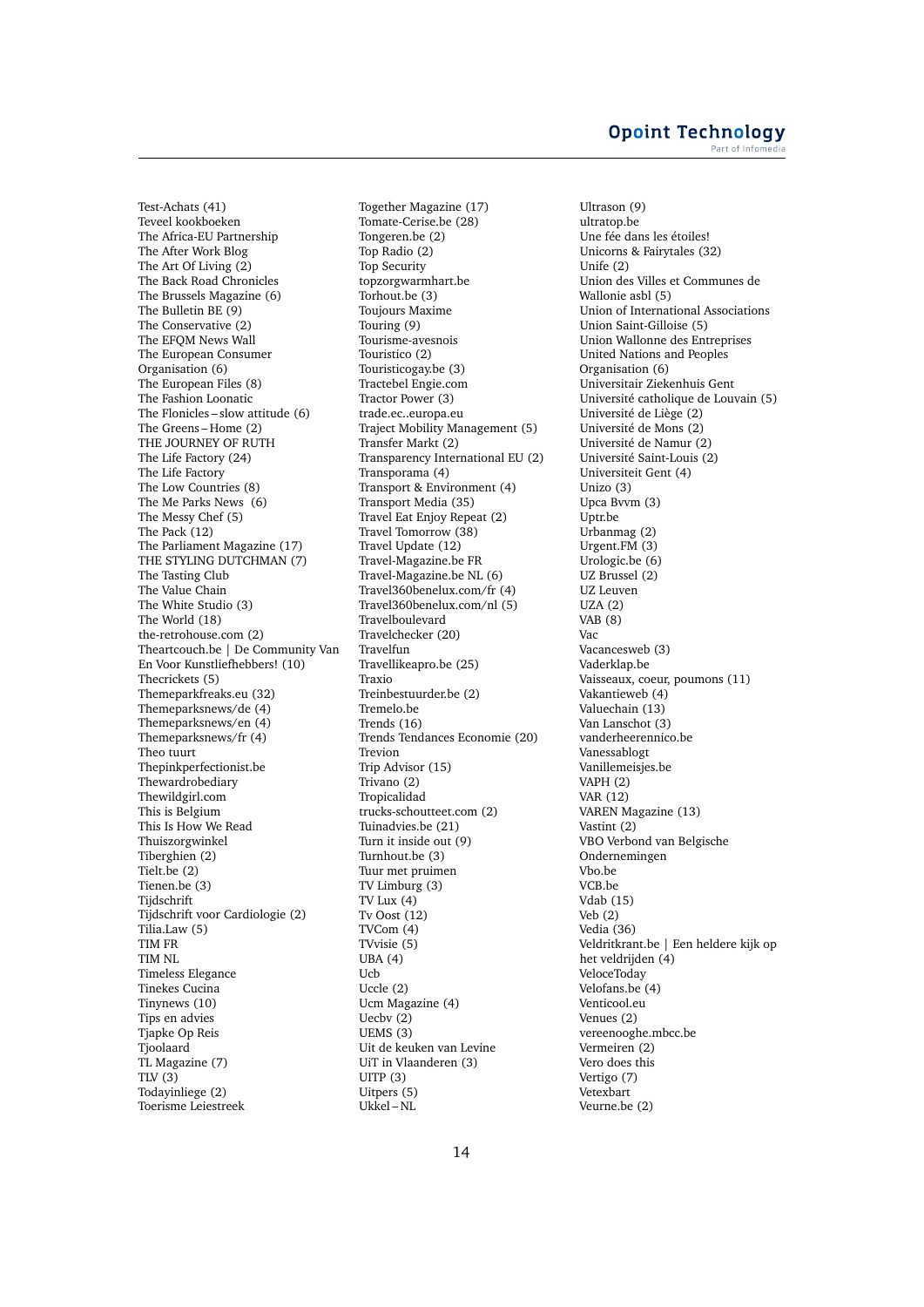Test-Achats (41)
Teveel kookboeken
The Africa-EU Partnership
The After Work Blog
The Art Of Living (2)
The Back Road Chronicles
The Brussels Magazine (6)
The Bulletin BE (9)
The Conservative (2)
The EFQM News Wall
The European Consumer Organisation (6)
The European Files (8)
The Fashion Loonatic
The Flonicles – slow attitude (6)
The Greens – Home (2)
THE JOURNEY OF RUTH
The Life Factory (24)
The Life Factory
The Low Countries (8)
The Me Parks News (6)
The Messy Chef (5)
The Pack (12)
The Parliament Magazine (17)
THE STYLING DUTCHMAN (7)
The Tasting Club
The Value Chain
The White Studio (3)
The World (18)
the-retrohouse.com (2)
Theartcouch.be | De Community Van En Voor Kunstliefhebbers! (10)
Thecrickets (5)
Themeparkfreaks.eu (32)
Themeparksnews/de (4)
Themeparksnews/en (4)
Themeparksnews/fr (4)
Theo tuurt
Thepinkperfectionist.be
Thewardrobediary
Thewildgirl.com
This is Belgium
This Is How We Read
Thuiszorgwinkel
Tiberghien (2)
Tielt.be (2)
Tienen.be (3)
Tijdschrift
Tijdschrift voor Cardiologie (2)
Tilia.Law (5)
TIM FR
TIM NL
Timeless Elegance
Tinekes Cucina
Tinynews (10)
Tips en advies
Tjapke Op Reis
Tjoolaard
TL Magazine (7)
TLV (3)
Todayinliege (2)
Toerisme Leiestreek
Together Magazine (17)
Tomate-Cerise.be (28)
Tongeren.be (2)
Top Radio (2)
Top Security
topzorgwarmhart.be
Torhout.be (3)
Toujours Maxime
Touring (9)
Tourisme-avesnois
Touristico (2)
Touristicogay.be (3)
Tractebel Engie.com
Tractor Power (3)
trade.ec..europa.eu
Traject Mobility Management (5)
Transfer Markt (2)
Transparency International EU (2)
Transporama (4)
Transport & Environment (4)
Transport Media (35)
Travel Eat Enjoy Repeat (2)
Travel Tomorrow (38)
Travel Update (12)
Travel-Magazine.be FR
Travel-Magazine.be NL (6)
Travel360benelux.com/fr (4)
Travel360benelux.com/nl (5)
Travelboulevard
Travelchecker (20)
Travelfun
Travellikeapro.be (25)
Traxio
Treinbestuurder.be (2)
Tremelo.be
Trends (16)
Trends Tendances Economie (20)
Trevion
Trip Advisor (15)
Trivano (2)
Tropicalidad
trucks-schoutteet.com (2)
Tuinadvies.be (21)
Turn it inside out (9)
Turnhout.be (3)
Tuur met pruimen
TV Limburg (3)
TV Lux (4)
Tv Oost (12)
TVCom (4)
TVvisie (5)
UBA (4)
Ucb
Uccle (2)
Ucm Magazine (4)
Uecbv (2)
UEMS (3)
Uit de keuken van Levine
UiT in Vlaanderen (3)
UITP (3)
Uitpers (5)
Ukkel – NL
Ultrason (9)
ultratop.be
Une fée dans les étoiles!
Unicorns & Fairytales (32)
Unife (2)
Union des Villes et Communes de Wallonie asbl (5)
Union of International Associations
Union Saint-Gilloise (5)
Union Wallonne des Entreprises
United Nations and Peoples Organisation (6)
Universitair Ziekenhuis Gent
Université catholique de Louvain (5)
Université de Liège (2)
Université de Mons (2)
Université de Namur (2)
Université Saint-Louis (2)
Universiteit Gent (4)
Unizo (3)
Upca Bvvm (3)
Uptr.be
Urbanmag (2)
Urgent.FM (3)
Urologic.be (6)
UZ Brussel (2)
UZ Leuven
UZA (2)
VAB (8)
Vac
Vacancesweb (3)
Vaderklap.be
Vaisseaux, coeur, poumons (11)
Vakantieweb (4)
Valuechain (13)
Van Lanschot (3)
vanderheerennico.be
Vanessablogt
Vanillemeisjes.be
VAPH (2)
VAR (12)
VAREN Magazine (13)
Vastint (2)
VBO Verbond van Belgische Ondernemingen
Vbo.be
VCB.be
Vdab (15)
Veb (2)
Vedia (36)
Veldritkrant.be | Een heldere kijk op het veldrijden (4)
VeloceToday
Velofans.be (4)
Venticool.eu
Venues (2)
vereenooghe.mbcc.be
Vermeiren (2)
Vero does this
Vertigo (7)
Vetexbart
Veurne.be (2)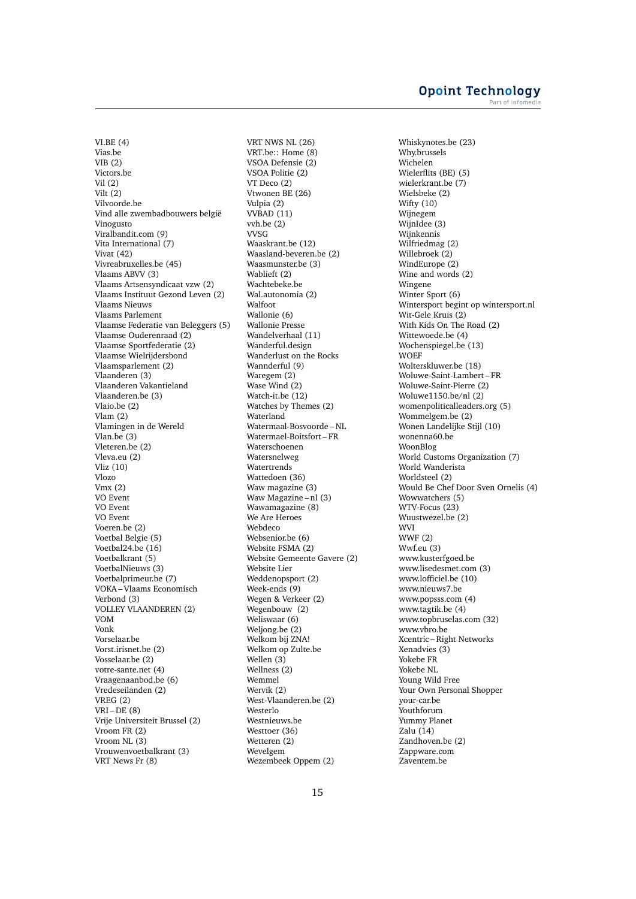VI.BE (4)
Vias.be
VIB (2)
Victors.be
Vil (2)
Vilt (2)
Vilvoorde.be
Vind alle zwembadbouwers belgië
Vinogusto
Viralbandit.com (9)
Vita International (7)
Vivat (42)
Vivreabruxelles.be (45)
Vlaams ABVV (3)
Vlaams Artsensyndicaat vzw (2)
Vlaams Instituut Gezond Leven (2)
Vlaams Nieuws
Vlaams Parlement
Vlaamse Federatie van Beleggers (5)
Vlaamse Ouderenraad (2)
Vlaamse Sportfederatie (2)
Vlaamse Wielrijdersbond
Vlaamsparlement (2)
Vlaanderen (3)
Vlaanderen Vakantieland
Vlaanderen.be (3)
Vlaio.be (2)
Vlam (2)
Vlamingen in de Wereld
Vlan.be (3)
Vleteren.be (2)
Vleva.eu (2)
Vliz (10)
Vlozo
Vmx (2)
VO Event
VO Event
VO Event
Voeren.be (2)
Voetbal Belgie (5)
Voetbal24.be (16)
Voetbalkrant (5)
VoetbalNieuws (3)
Voetbalprimeur.be (7)
VOKA – Vlaams Economisch Verbond (3)
VOLLEY VLAANDEREN (2)
VOM
Vonk
Vorselaar.be
Vorst.irisnet.be (2)
Vosselaar.be (2)
votre-sante.net (4)
Vraagenaanbod.be (6)
Vredeseilanden (2)
VREG (2)
VRI – DE (8)
Vrije Universiteit Brussel (2)
Vroom FR (2)
Vroom NL (3)
Vrouwenvoetbalkrant (3)
VRT News Fr (8)
VRT NWS NL (26)
VRT.be:: Home (8)
VSOA Defensie (2)
VSOA Politie (2)
VT Deco (2)
Vtwonen BE (26)
Vulpia (2)
VVBAD (11)
vvh.be (2)
VVSG
Waaskrant.be (12)
Waasland-beveren.be (2)
Waasmunster.be (3)
Wablieft (2)
Wachtebeke.be
Wal.autonomia (2)
Walfoot
Wallonie (6)
Wallonie Presse
Wandelverhaal (11)
Wanderful.design
Wanderlust on the Rocks
Wannderful (9)
Waregem (2)
Wase Wind (2)
Watch-it.be (12)
Watches by Themes (2)
Waterland
Watermaal-Bosvoorde – NL
Watermael-Boitsfort – FR
Waterschoenen
Watersnelweg
Watertrends
Wattedoen (36)
Waw magazine (3)
Waw Magazine – nl (3)
Wawamagazine (8)
We Are Heroes
Webdeco
Websenior.be (6)
Website FSMA (2)
Website Gemeente Gavere (2)
Website Lier
Weddenopsport (2)
Week-ends (9)
Wegen & Verkeer (2)
Wegenbouw (2)
Weliswaar (6)
Weljong.be (2)
Welkom bij ZNA!
Welkom op Zulte.be
Wellen (3)
Wellness (2)
Wemmel
Wervik (2)
West-Vlaanderen.be (2)
Westerlo
Westnieuws.be
Westtoer (36)
Wetteren (2)
Wevelgem
Wezembeek Oppem (2)
Whiskynotes.be (23)
Why.brussels
Wichelen
Wielerflits (BE) (5)
wielerkrant.be (7)
Wielsbeke (2)
Wifty (10)
Wijnegem
WijnIdee (3)
Wijnkennis
Wilfriedmag (2)
Willebroek (2)
WindEurope (2)
Wine and words (2)
Wingene
Winter Sport (6)
Wintersport begint op wintersport.nl
Wit-Gele Kruis (2)
With Kids On The Road (2)
Wittewoede.be (4)
Wochenspiegel.be (13)
WOEF
Wolterskluwer.be (18)
Woluwe-Saint-Lambert – FR
Woluwe-Saint-Pierre (2)
Woluwe1150.be/nl (2)
womenpoliticalleaders.org (5)
Wommelgem.be (2)
Wonen Landelijke Stijl (10)
wonenna60.be
WoonBlog
World Customs Organization (7)
World Wanderista
Worldsteel (2)
Would Be Chef Door Sven Ornelis (4)
Wowwatchers (5)
WTV-Focus (23)
Wuustwezel.be (2)
WVI
WWF (2)
Wwf.eu (3)
www.kusterfgoed.be
www.lisedesmet.com (3)
www.lofficiel.be (10)
www.nieuws7.be
www.popsss.com (4)
www.tagtik.be (4)
www.topbruselas.com (32)
www.vbro.be
Xcentric – Right Networks
Xenadvies (3)
Yokebe FR
Yokebe NL
Young Wild Free
Your Own Personal Shopper
your-car.be
Youthforum
Yummy Planet
Zalu (14)
Zandhoven.be (2)
Zappware.com
Zaventem.be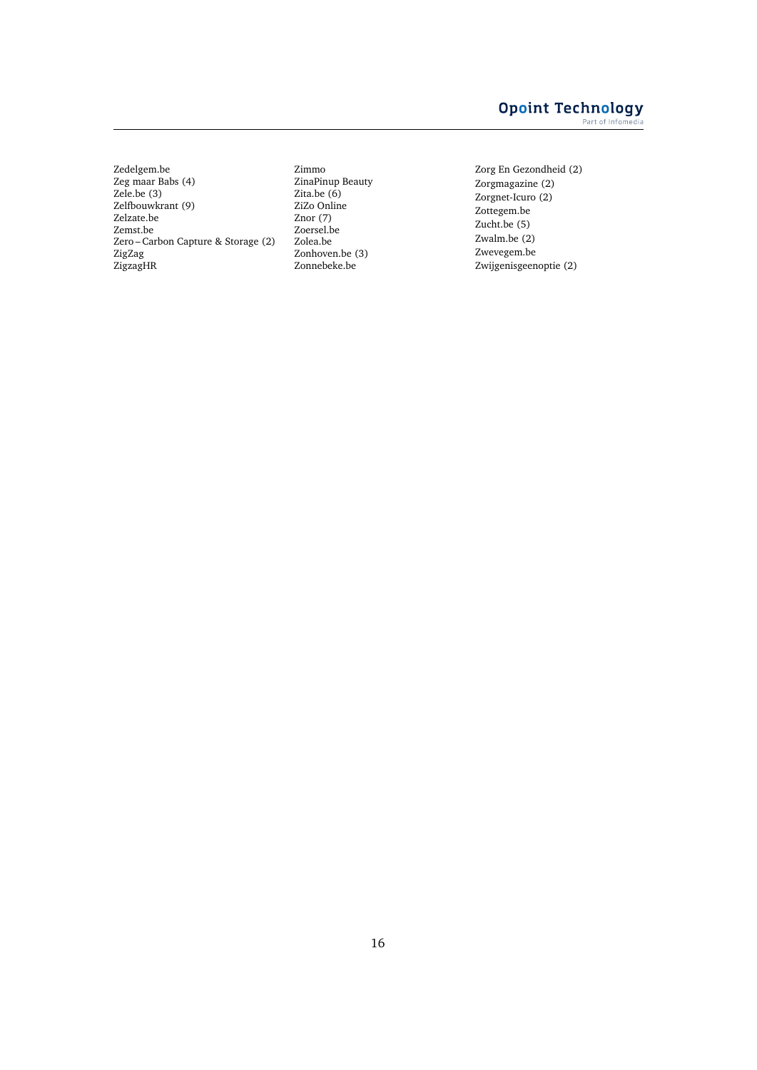Zedelgem.be
Zeg maar Babs (4)
Zele.be (3)
Zelfbouwkrant (9)
Zelzate.be
Zemst.be
Zero – Carbon Capture & Storage (2)
ZigZag
ZigzagHR

Zimmo
ZinaPinup Beauty
Zita.be (6)
ZiZo Online
Znor (7)
Zoersel.be
Zolea.be
Zonhoven.be (3)
Zonnebeke.be

Zorg En Gezondheid (2)
Zorgmagazine (2)
Zorgnet-Icuro (2)
Zottegem.be
Zucht.be (5)
Zwalm.be (2)
Zwevegem.be
Zwijgenisgeenoptie (2)